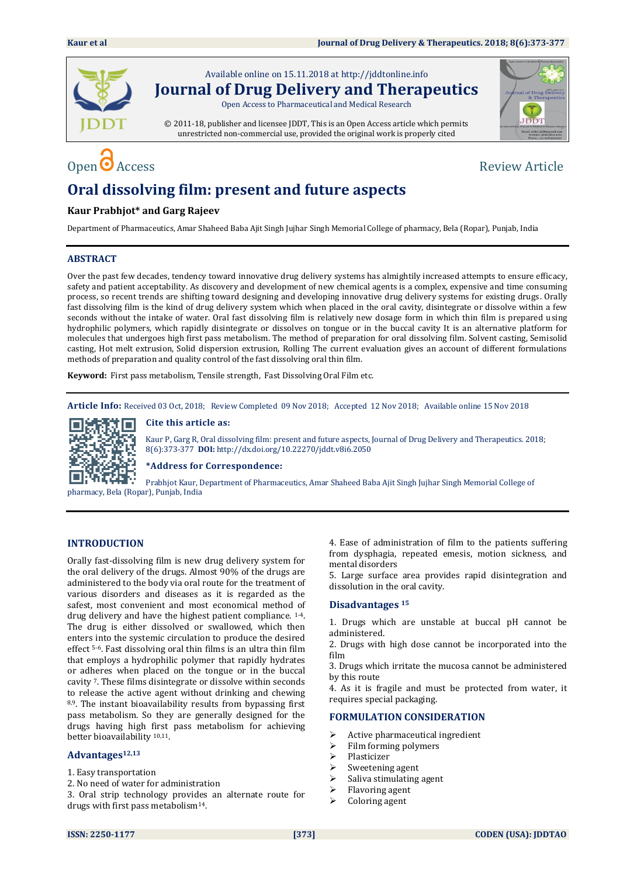Available online on 15.11.2018 at http://jddtonline.info

# Journal of Drug Delivery and Therapeutics

Open Access to Pharmaceutical and Medical Research

© 2011-18, publisher and licensee JDDT, This is an Open Access article which permits unrestricted non-commercial use, provided the original work is properly cited

Open Access

Review Article

# Oral dissolving film: present and future aspects

**Kaur Prabhjot\* and Garg Rajeev**

Department of Pharmaceutics, Amar Shaheed Baba Ajit Singh Jujhar Singh Memorial College of pharmacy, Bela (Ropar), Punjab, India

## ABSTRACT

Over the past few decades, tendency toward innovative drug delivery systems has almightily increased attempts to ensure efficacy, safety and patient acceptability. As discovery and development of new chemical agents is a complex, expensive and time consuming process, so recent trends are shifting toward designing and developing innovative drug delivery systems for existing drugs. Orally fast dissolving film is the kind of drug delivery system which when placed in the oral cavity, disintegrate or dissolve within a few seconds without the intake of water. Oral fast dissolving film is relatively new dosage form in which thin film is prepared using hydrophilic polymers, which rapidly disintegrate or dissolves on tongue or in the buccal cavity It is an alternative platform for molecules that undergoes high first pass metabolism. The method of preparation for oral dissolving film. Solvent casting, Semisolid casting, Hot melt extrusion, Solid dispersion extrusion, Rolling The current evaluation gives an account of different formulations methods of preparation and quality control of the fast dissolving oral thin film.

**Keyword:** First pass metabolism, Tensile strength, Fast Dissolving Oral Film etc.

**Article Info:** Received 03 Oct, 2018; Review Completed 09 Nov 2018; Accepted 12 Nov 2018; Available online 15 Nov 2018

**Cite this article as:**

Kaur P, Garg R, Oral dissolving film: present and future aspects, Journal of Drug Delivery and Therapeutics. 2018; 8(6):373-377 **DOI:** http://dx.doi.org/10.22270/jddt.v8i6.2050

**\*Address for Correspondence:**

Prabhjot Kaur, Department of Pharmaceutics, Amar Shaheed Baba Ajit Singh Jujhar Singh Memorial College of pharmacy, Bela (Ropar), Punjab, India

## INTRODUCTION

Orally fast-dissolving film is new drug delivery system for the oral delivery of the drugs. Almost 90% of the drugs are administered to the body via oral route for the treatment of various disorders and diseases as it is regarded as the safest, most convenient and most economical method of drug delivery and have the highest patient compliance. [1-4]. The drug is either dissolved or swallowed, which then enters into the systemic circulation to produce the desired effect [5-6]. Fast dissolving oral thin films is an ultra thin film that employs a hydrophilic polymer that rapidly hydrates or adheres when placed on the tongue or in the buccal cavity [7]. These films disintegrate or dissolve within seconds to release the active agent without drinking and chewing [8,9]. The instant bioavailability results from bypassing first pass metabolism. So they are generally designed for the drugs having high first pass metabolism for achieving better bioavailability [10,11].

### Advantages[12,13]

1. Easy transportation
2. No need of water for administration
3. Oral strip technology provides an alternate route for drugs with first pass metabolism[14].
4. Ease of administration of film to the patients suffering from dysphagia, repeated emesis, motion sickness, and mental disorders
5. Large surface area provides rapid disintegration and dissolution in the oral cavity.

### Disadvantages [15]

1. Drugs which are unstable at buccal pH cannot be administered.
2. Drugs with high dose cannot be incorporated into the film
3. Drugs which irritate the mucosa cannot be administered by this route
4. As it is fragile and must be protected from water, it requires special packaging.

## FORMULATION CONSIDERATION

- Active pharmaceutical ingredient
- Film forming polymers
- Plasticizer
- Sweetening agent
- Saliva stimulating agent
- Flavoring agent
- Coloring agent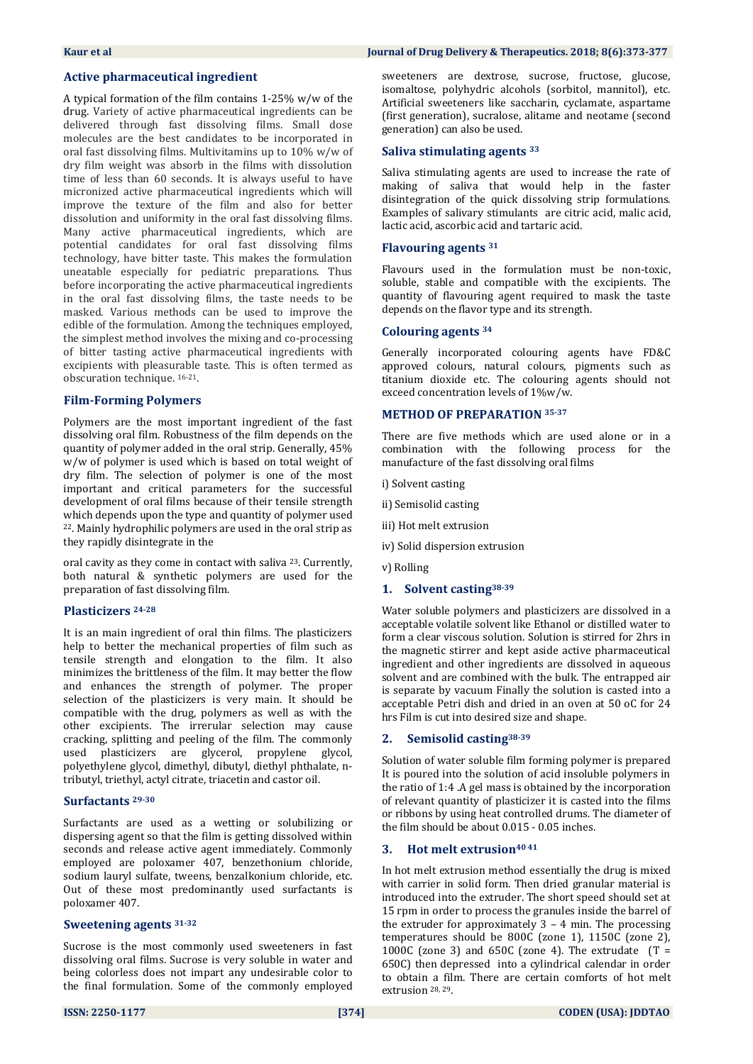## Active pharmaceutical ingredient

A typical formation of the film contains 1-25% w/w of the drug. Variety of active pharmaceutical ingredients can be delivered through fast dissolving films. Small dose molecules are the best candidates to be incorporated in oral fast dissolving films. Multivitamins up to 10% w/w of dry film weight was absorb in the films with dissolution time of less than 60 seconds. It is always useful to have micronized active pharmaceutical ingredients which will improve the texture of the film and also for better dissolution and uniformity in the oral fast dissolving films. Many active pharmaceutical ingredients, which are potential candidates for oral fast dissolving films technology, have bitter taste. This makes the formulation uneatable especially for pediatric preparations. Thus before incorporating the active pharmaceutical ingredients in the oral fast dissolving films, the taste needs to be masked. Various methods can be used to improve the edible of the formulation. Among the techniques employed, the simplest method involves the mixing and co-processing of bitter tasting active pharmaceutical ingredients with excipients with pleasurable taste. This is often termed as obscuration technique. [16-21].

## Film-Forming Polymers

Polymers are the most important ingredient of the fast dissolving oral film. Robustness of the film depends on the quantity of polymer added in the oral strip. Generally, 45% w/w of polymer is used which is based on total weight of dry film. The selection of polymer is one of the most important and critical parameters for the successful development of oral films because of their tensile strength which depends upon the type and quantity of polymer used [22]. Mainly hydrophilic polymers are used in the oral strip as they rapidly disintegrate in the oral cavity as they come in contact with saliva [23]. Currently, both natural & synthetic polymers are used for the preparation of fast dissolving film.

## Plasticizers [24-28]

It is an main ingredient of oral thin films. The plasticizers help to better the mechanical properties of film such as tensile strength and elongation to the film. It also minimizes the brittleness of the film. It may better the flow and enhances the strength of polymer. The proper selection of the plasticizers is very main. It should be compatible with the drug, polymers as well as with the other excipients. The irrerular selection may cause cracking, splitting and peeling of the film. The commonly used plasticizers are glycerol, propylene glycol, polyethylene glycol, dimethyl, dibutyl, diethyl phthalate, n-tributyl, triethyl, actyl citrate, triacetin and castor oil.

## Surfactants [29-30]

Surfactants are used as a wetting or solubilizing or dispersing agent so that the film is getting dissolved within seconds and release active agent immediately. Commonly employed are poloxamer 407, benzethonium chloride, sodium lauryl sulfate, tweens, benzalkonium chloride, etc. Out of these most predominantly used surfactants is poloxamer 407.

## Sweetening agents [31-32]

Sucrose is the most commonly used sweeteners in fast dissolving oral films. Sucrose is very soluble in water and being colorless does not impart any undesirable color to the final formulation. Some of the commonly employed sweeteners are dextrose, sucrose, fructose, glucose, isomaltose, polyhydric alcohols (sorbitol, mannitol), etc. Artificial sweeteners like saccharin, cyclamate, aspartame (first generation), sucralose, alitame and neotame (second generation) can also be used.

## Saliva stimulating agents [33]

Saliva stimulating agents are used to increase the rate of making of saliva that would help in the faster disintegration of the quick dissolving strip formulations. Examples of salivary stimulants are citric acid, malic acid, lactic acid, ascorbic acid and tartaric acid.

## Flavouring agents [31]

Flavours used in the formulation must be non-toxic, soluble, stable and compatible with the excipients. The quantity of flavouring agent required to mask the taste depends on the flavor type and its strength.

## Colouring agents [34]

Generally incorporated colouring agents have FD&C approved colours, natural colours, pigments such as titanium dioxide etc. The colouring agents should not exceed concentration levels of 1%w/w.

## METHOD OF PREPARATION [35-37]

There are five methods which are used alone or in a combination with the following process for the manufacture of the fast dissolving oral films

i) Solvent casting

ii) Semisolid casting

iii) Hot melt extrusion

iv) Solid dispersion extrusion

v) Rolling

### 1. Solvent casting[38-39]

Water soluble polymers and plasticizers are dissolved in a acceptable volatile solvent like Ethanol or distilled water to form a clear viscous solution. Solution is stirred for 2hrs in the magnetic stirrer and kept aside active pharmaceutical ingredient and other ingredients are dissolved in aqueous solvent and are combined with the bulk. The entrapped air is separate by vacuum Finally the solution is casted into a acceptable Petri dish and dried in an oven at 50 oC for 24 hrs Film is cut into desired size and shape.

### 2. Semisolid casting[38-39]

Solution of water soluble film forming polymer is prepared It is poured into the solution of acid insoluble polymers in the ratio of 1:4 .A gel mass is obtained by the incorporation of relevant quantity of plasticizer it is casted into the films or ribbons by using heat controlled drums. The diameter of the film should be about 0.015 - 0.05 inches.

### 3. Hot melt extrusion[40 41]

In hot melt extrusion method essentially the drug is mixed with carrier in solid form. Then dried granular material is introduced into the extruder. The short speed should set at 15 rpm in order to process the granules inside the barrel of the extruder for approximately 3 – 4 min. The processing temperatures should be 800C (zone 1), 1150C (zone 2), 1000C (zone 3) and 650C (zone 4). The extrudate (T = 650C) then depressed into a cylindrical calendar in order to obtain a film. There are certain comforts of hot melt extrusion [28, 29].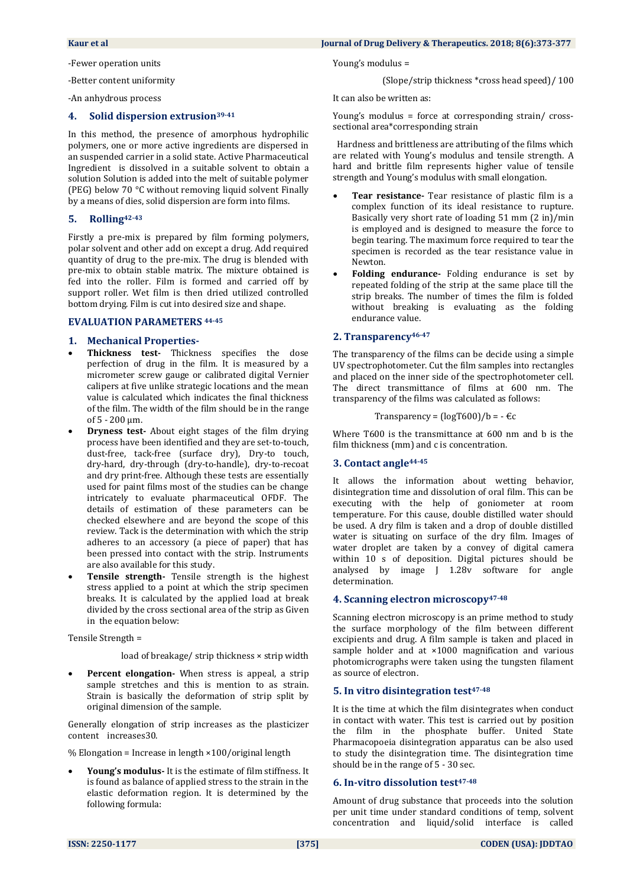-Fewer operation units

-Better content uniformity

-An anhydrous process

### 4. Solid dispersion extrusion[39-41]

In this method, the presence of amorphous hydrophilic polymers, one or more active ingredients are dispersed in an suspended carrier in a solid state. Active Pharmaceutical Ingredient is dissolved in a suitable solvent to obtain a solution Solution is added into the melt of suitable polymer (PEG) below 70 °C without removing liquid solvent Finally by a means of dies, solid dispersion are form into films.

### 5. Rolling[42-43]

Firstly a pre-mix is prepared by film forming polymers, polar solvent and other add on except a drug. Add required quantity of drug to the pre-mix. The drug is blended with pre-mix to obtain stable matrix. The mixture obtained is fed into the roller. Film is formed and carried off by support roller. Wet film is then dried utilized controlled bottom drying. Film is cut into desired size and shape.

## EVALUATION PARAMETERS [44-45]

### 1. Mechanical Properties-

- **Thickness test-** Thickness specifies the dose perfection of drug in the film. It is measured by a micrometer screw gauge or calibrated digital Vernier calipers at five unlike strategic locations and the mean value is calculated which indicates the final thickness of the film. The width of the film should be in the range of 5 - 200 µm.
- **Dryness test-** About eight stages of the film drying process have been identified and they are set-to-touch, dust-free, tack-free (surface dry), Dry-to touch, dry-hard, dry-through (dry-to-handle), dry-to-recoat and dry print-free. Although these tests are essentially used for paint films most of the studies can be change intricately to evaluate pharmaceutical OFDF. The details of estimation of these parameters can be checked elsewhere and are beyond the scope of this review. Tack is the determination with which the strip adheres to an accessory (a piece of paper) that has been pressed into contact with the strip. Instruments are also available for this study.
- **Tensile strength-** Tensile strength is the highest stress applied to a point at which the strip specimen breaks. It is calculated by the applied load at break divided by the cross sectional area of the strip as Given in the equation below:

Tensile Strength =

load of breakage/ strip thickness × strip width

- **Percent elongation-** When stress is appeal, a strip sample stretches and this is mention to as strain. Strain is basically the deformation of strip split by original dimension of the sample.

Generally elongation of strip increases as the plasticizer content increases30.

% Elongation = Increase in length ×100/original length

- **Young's modulus-** It is the estimate of film stiffness. It is found as balance of applied stress to the strain in the elastic deformation region. It is determined by the following formula:

Young's modulus =

(Slope/strip thickness *cross head speed)/ 100

It can also be written as:

Young's modulus = force at corresponding strain/ cross-sectional area*corresponding strain

Hardness and brittleness are attributing of the films which are related with Young's modulus and tensile strength. A hard and brittle film represents higher value of tensile strength and Young's modulus with small elongation.

- **Tear resistance-** Tear resistance of plastic film is a complex function of its ideal resistance to rupture. Basically very short rate of loading 51 mm (2 in)/min is employed and is designed to measure the force to begin tearing. The maximum force required to tear the specimen is recorded as the tear resistance value in Newton.
- **Folding endurance-** Folding endurance is set by repeated folding of the strip at the same place till the strip breaks. The number of times the film is folded without breaking is evaluating as the folding endurance value.

### 2. Transparency[46-47]

The transparency of the films can be decide using a simple UV spectrophotometer. Cut the film samples into rectangles and placed on the inner side of the spectrophotometer cell. The direct transmittance of films at 600 nm. The transparency of the films was calculated as follows:

$$\text{Transparency} = (\log T600)/b = -\text{€}c$$

Where T600 is the transmittance at 600 nm and b is the film thickness (mm) and c is concentration.

### 3. Contact angle[44-45]

It allows the information about wetting behavior, disintegration time and dissolution of oral film. This can be executing with the help of goniometer at room temperature. For this cause, double distilled water should be used. A dry film is taken and a drop of double distilled water is situating on surface of the dry film. Images of water droplet are taken by a convey of digital camera within 10 s of deposition. Digital pictures should be analysed by image J 1.28v software for angle determination.

### 4. Scanning electron microscopy[47-48]

Scanning electron microscopy is an prime method to study the surface morphology of the film between different excipients and drug. A film sample is taken and placed in sample holder and at ×1000 magnification and various photomicrographs were taken using the tungsten filament as source of electron.

### 5. In vitro disintegration test[47-48]

It is the time at which the film disintegrates when conduct in contact with water. This test is carried out by position the film in the phosphate buffer. United State Pharmacopoeia disintegration apparatus can be also used to study the disintegration time. The disintegration time should be in the range of 5 - 30 sec.

### 6. In-vitro dissolution test[47-48]

Amount of drug substance that proceeds into the solution per unit time under standard conditions of temp, solvent concentration and liquid/solid interface is called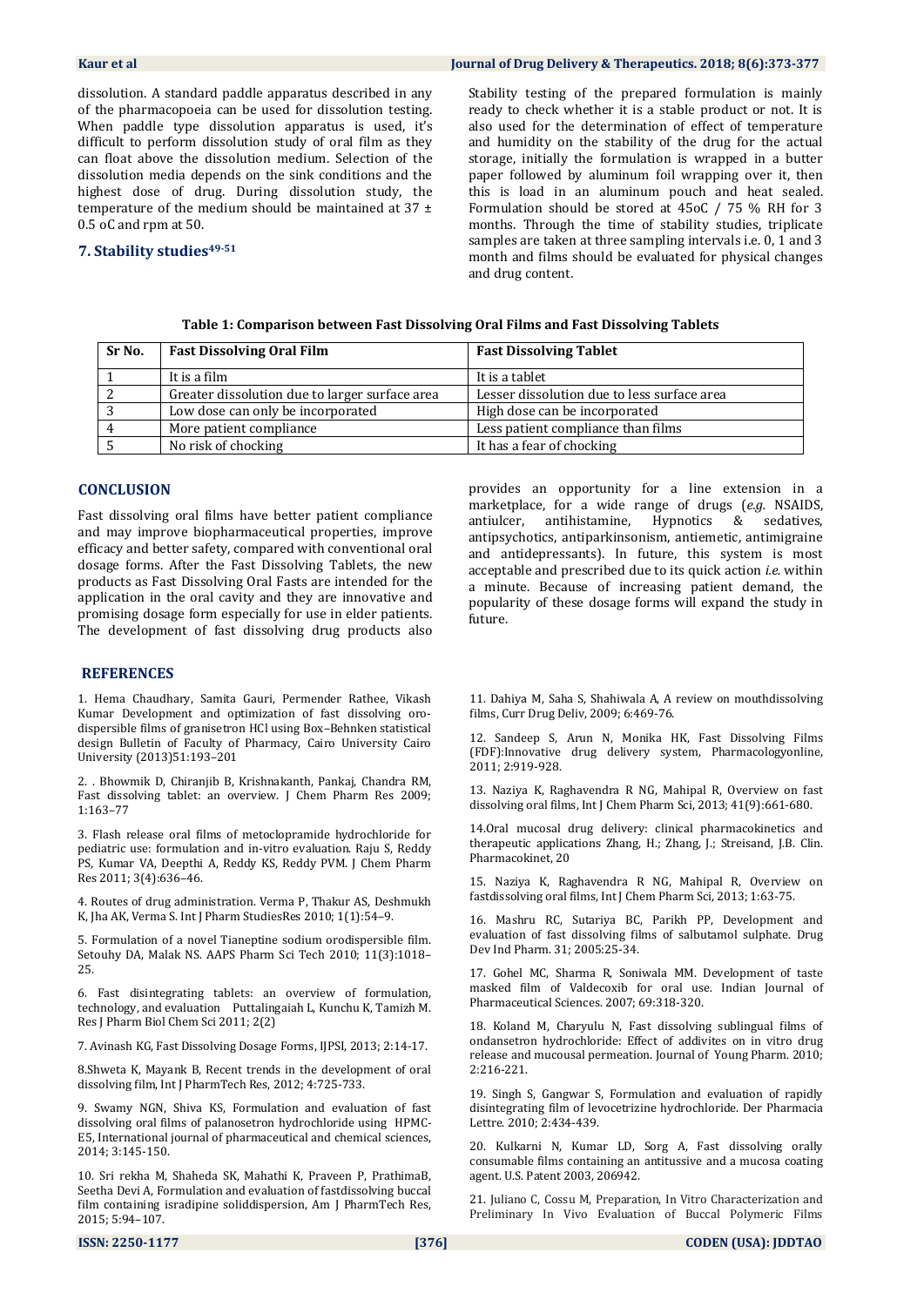dissolution. A standard paddle apparatus described in any of the pharmacopoeia can be used for dissolution testing. When paddle type dissolution apparatus is used, it's difficult to perform dissolution study of oral film as they can float above the dissolution medium. Selection of the dissolution media depends on the sink conditions and the highest dose of drug. During dissolution study, the temperature of the medium should be maintained at 37 ± 0.5 oC and rpm at 50.

### 7. Stability studies[49-51]

Stability testing of the prepared formulation is mainly ready to check whether it is a stable product or not. It is also used for the determination of effect of temperature and humidity on the stability of the drug for the actual storage, initially the formulation is wrapped in a butter paper followed by aluminum foil wrapping over it, then this is load in an aluminum pouch and heat sealed. Formulation should be stored at 45oC / 75 % RH for 3 months. Through the time of stability studies, triplicate samples are taken at three sampling intervals i.e. 0, 1 and 3 month and films should be evaluated for physical changes and drug content.

**Table 1: Comparison between Fast Dissolving Oral Films and Fast Dissolving Tablets**

| Sr No. | Fast Dissolving Oral Film | Fast Dissolving Tablet |
|---|---|---|
| 1 | It is a film | It is a tablet |
| 2 | Greater dissolution due to larger surface area | Lesser dissolution due to less surface area |
| 3 | Low dose can only be incorporated | High dose can be incorporated |
| 4 | More patient compliance | Less patient compliance than films |
| 5 | No risk of chocking | It has a fear of chocking |

## CONCLUSION

Fast dissolving oral films have better patient compliance and may improve biopharmaceutical properties, improve efficacy and better safety, compared with conventional oral dosage forms. After the Fast Dissolving Tablets, the new products as Fast Dissolving Oral Fasts are intended for the application in the oral cavity and they are innovative and promising dosage form especially for use in elder patients. The development of fast dissolving drug products also provides an opportunity for a line extension in a marketplace, for a wide range of drugs (*e.g.* NSAIDS, antiulcer, antihistamine, Hypnotics & sedatives, antipsychotics, antiparkinsonism, antiemetic, antimigraine and antidepressants). In future, this system is most acceptable and prescribed due to its quick action *i.e.* within a minute. Because of increasing patient demand, the popularity of these dosage forms will expand the study in future.

## REFERENCES

1. Hema Chaudhary, Samita Gauri, Permender Rathee, Vikash Kumar Development and optimization of fast dissolving oro-dispersible films of granisetron HCl using Box–Behnken statistical design Bulletin of Faculty of Pharmacy, Cairo University Cairo University (2013)51:193–201

2. . Bhowmik D, Chiranjib B, Krishnakanth, Pankaj, Chandra RM, Fast dissolving tablet: an overview. J Chem Pharm Res 2009; 1:163–77

3. Flash release oral films of metoclopramide hydrochloride for pediatric use: formulation and in-vitro evaluation. Raju S, Reddy PS, Kumar VA, Deepthi A, Reddy KS, Reddy PVM. J Chem Pharm Res 2011; 3(4):636–46.

4. Routes of drug administration. Verma P, Thakur AS, Deshmukh K, Jha AK, Verma S. Int J Pharm StudiesRes 2010; 1(1):54–9.

5. Formulation of a novel Tianeptine sodium orodispersible film. Setouhy DA, Malak NS. AAPS Pharm Sci Tech 2010; 11(3):1018–25.

6. Fast disintegrating tablets: an overview of formulation, technology, and evaluation Puttalingaiah L, Kunchu K, Tamizh M. Res J Pharm Biol Chem Sci 2011; 2(2)

7. Avinash KG, Fast Dissolving Dosage Forms, IJPSI, 2013; 2:14-17.

8.Shweta K, Mayank B, Recent trends in the development of oral dissolving film, Int J PharmTech Res, 2012; 4:725-733.

9. Swamy NGN, Shiva KS, Formulation and evaluation of fast dissolving oral films of palanosetron hydrochloride using HPMC-E5, International journal of pharmaceutical and chemical sciences, 2014; 3:145-150.

10. Sri rekha M, Shaheda SK, Mahathi K, Praveen P, PrathimaB, Seetha Devi A, Formulation and evaluation of fastdissolving buccal film containing isradipine soliddispersion, Am J PharmTech Res, 2015; 5:94–107.

11. Dahiya M, Saha S, Shahiwala A, A review on mouthdissolving films, Curr Drug Deliv, 2009; 6:469-76.

12. Sandeep S, Arun N, Monika HK, Fast Dissolving Films (FDF):Innovative drug delivery system, Pharmacologyonline, 2011; 2:919-928.

13. Naziya K, Raghavendra R NG, Mahipal R, Overview on fast dissolving oral films, Int J Chem Pharm Sci, 2013; 41(9):661-680.

14.Oral mucosal drug delivery: clinical pharmacokinetics and therapeutic applications Zhang, H.; Zhang, J.; Streisand, J.B. Clin. Pharmacokinet, 20

15. Naziya K, Raghavendra R NG, Mahipal R, Overview on fastdissolving oral films, Int J Chem Pharm Sci, 2013; 1:63-75.

16. Mashru RC, Sutariya BC, Parikh PP, Development and evaluation of fast dissolving films of salbutamol sulphate. Drug Dev Ind Pharm. 31; 2005:25-34.

17. Gohel MC, Sharma R, Soniwala MM. Development of taste masked film of Valdecoxib for oral use. Indian Journal of Pharmaceutical Sciences. 2007; 69:318-320.

18. Koland M, Charyulu N, Fast dissolving sublingual films of ondansetron hydrochloride: Effect of addivites on in vitro drug release and mucousal permeation. Journal of Young Pharm. 2010; 2:216-221.

19. Singh S, Gangwar S, Formulation and evaluation of rapidly disintegrating film of levocetrizine hydrochloride. Der Pharmacia Lettre. 2010; 2:434-439.

20. Kulkarni N, Kumar LD, Sorg A, Fast dissolving orally consumable films containing an antitussive and a mucosa coating agent. U.S. Patent 2003, 206942.

21. Juliano C, Cossu M, Preparation, In Vitro Characterization and Preliminary In Vivo Evaluation of Buccal Polymeric Films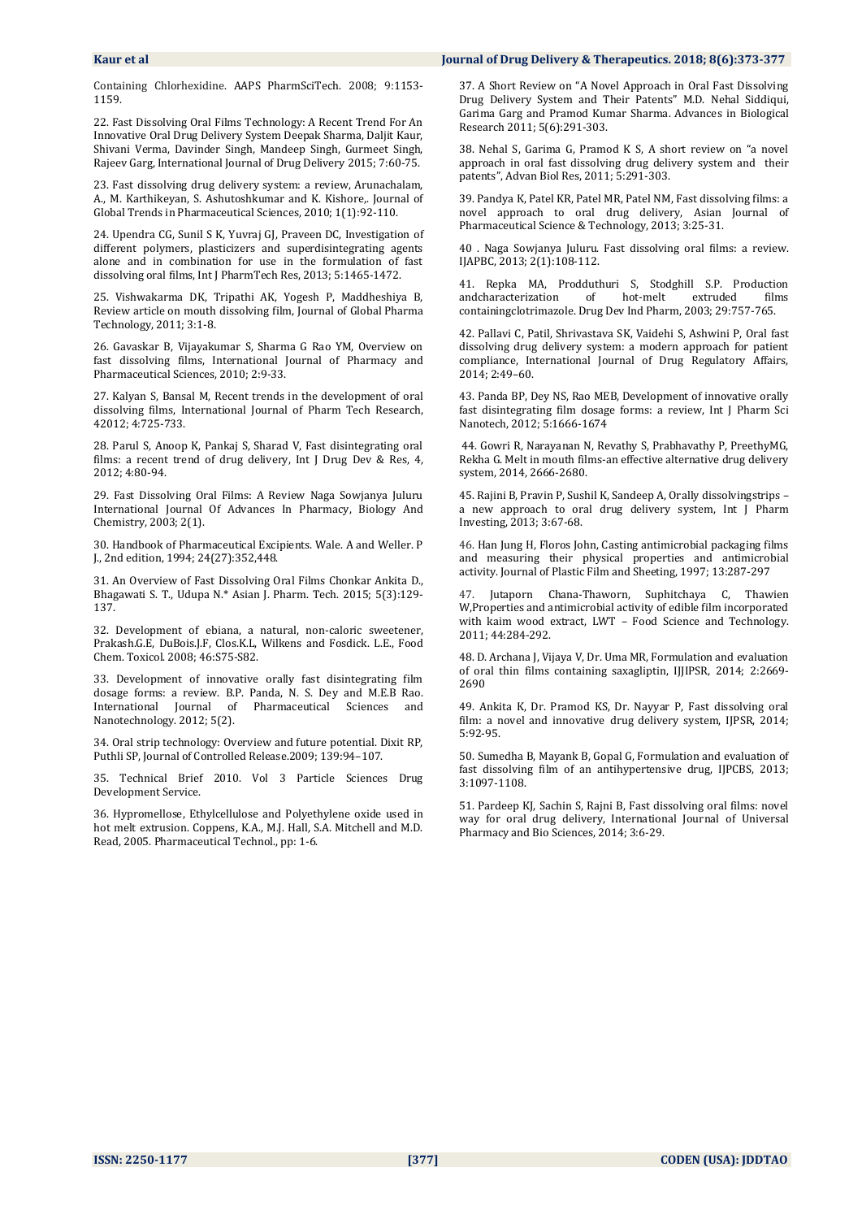Containing Chlorhexidine. AAPS PharmSciTech. 2008; 9:1153-1159.

22. Fast Dissolving Oral Films Technology: A Recent Trend For An Innovative Oral Drug Delivery System Deepak Sharma, Daljit Kaur, Shivani Verma, Davinder Singh, Mandeep Singh, Gurmeet Singh, Rajeev Garg, International Journal of Drug Delivery 2015; 7:60-75.

23. Fast dissolving drug delivery system: a review, Arunachalam, A., M. Karthikeyan, S. Ashutoshkumar and K. Kishore,. Journal of Global Trends in Pharmaceutical Sciences, 2010; 1(1):92-110.

24. Upendra CG, Sunil S K, Yuvraj GJ, Praveen DC, Investigation of different polymers, plasticizers and superdisintegrating agents alone and in combination for use in the formulation of fast dissolving oral films, Int J PharmTech Res, 2013; 5:1465-1472.

25. Vishwakarma DK, Tripathi AK, Yogesh P, Maddheshiya B, Review article on mouth dissolving film, Journal of Global Pharma Technology, 2011; 3:1-8.

26. Gavaskar B, Vijayakumar S, Sharma G Rao YM, Overview on fast dissolving films, International Journal of Pharmacy and Pharmaceutical Sciences, 2010; 2:9-33.

27. Kalyan S, Bansal M, Recent trends in the development of oral dissolving films, International Journal of Pharm Tech Research, 42012; 4:725-733.

28. Parul S, Anoop K, Pankaj S, Sharad V, Fast disintegrating oral films: a recent trend of drug delivery, Int J Drug Dev & Res, 4, 2012; 4:80-94.

29. Fast Dissolving Oral Films: A Review Naga Sowjanya Juluru International Journal Of Advances In Pharmacy, Biology And Chemistry, 2003; 2(1).

30. Handbook of Pharmaceutical Excipients. Wale. A and Weller. P J., 2nd edition, 1994; 24(27):352,448.

31. An Overview of Fast Dissolving Oral Films Chonkar Ankita D., Bhagawati S. T., Udupa N.* Asian J. Pharm. Tech. 2015; 5(3):129-137.

32. Development of ebiana, a natural, non-caloric sweetener, Prakash.G.E, DuBois.J.F, Clos.K.L, Wilkens and Fosdick. L.E., Food Chem. Toxicol. 2008; 46:S75-S82.

33. Development of innovative orally fast disintegrating film dosage forms: a review. B.P. Panda, N. S. Dey and M.E.B Rao. International Journal of Pharmaceutical Sciences and Nanotechnology. 2012; 5(2).

34. Oral strip technology: Overview and future potential. Dixit RP, Puthli SP, Journal of Controlled Release.2009; 139:94–107.

35. Technical Brief 2010. Vol 3 Particle Sciences Drug Development Service.

36. Hypromellose, Ethylcellulose and Polyethylene oxide used in hot melt extrusion. Coppens, K.A., M.J. Hall, S.A. Mitchell and M.D. Read, 2005. Pharmaceutical Technol., pp: 1-6.

37. A Short Review on "A Novel Approach in Oral Fast Dissolving Drug Delivery System and Their Patents" M.D. Nehal Siddiqui, Garima Garg and Pramod Kumar Sharma. Advances in Biological Research 2011; 5(6):291-303.

38. Nehal S, Garima G, Pramod K S, A short review on "a novel approach in oral fast dissolving drug delivery system and their patents", Advan Biol Res, 2011; 5:291-303.

39. Pandya K, Patel KR, Patel MR, Patel NM, Fast dissolving films: a novel approach to oral drug delivery, Asian Journal of Pharmaceutical Science & Technology, 2013; 3:25-31.

40 . Naga Sowjanya Juluru. Fast dissolving oral films: a review. IJAPBC, 2013; 2(1):108-112.

41. Repka MA, Prodduthuri S, Stodghill S.P. Production andcharacterization of hot-melt extruded films containingclotrimazole. Drug Dev Ind Pharm, 2003; 29:757-765.

42. Pallavi C, Patil, Shrivastava SK, Vaidehi S, Ashwini P, Oral fast dissolving drug delivery system: a modern approach for patient compliance, International Journal of Drug Regulatory Affairs, 2014; 2:49–60.

43. Panda BP, Dey NS, Rao MEB, Development of innovative orally fast disintegrating film dosage forms: a review, Int J Pharm Sci Nanotech, 2012; 5:1666-1674

44. Gowri R, Narayanan N, Revathy S, Prabhavathy P, PreethyMG, Rekha G. Melt in mouth films-an effective alternative drug delivery system, 2014, 2666-2680.

45. Rajini B, Pravin P, Sushil K, Sandeep A, Orally dissolvingstrips – a new approach to oral drug delivery system, Int J Pharm Investing, 2013; 3:67-68.

46. Han Jung H, Floros John, Casting antimicrobial packaging films and measuring their physical properties and antimicrobial activity. Journal of Plastic Film and Sheeting, 1997; 13:287-297

47. Jutaporn Chana-Thaworn, Suphitchaya C, Thawien W,Properties and antimicrobial activity of edible film incorporated with kaim wood extract, LWT – Food Science and Technology. 2011; 44:284-292.

48. D. Archana J, Vijaya V, Dr. Uma MR, Formulation and evaluation of oral thin films containing saxagliptin, IJJIPSR, 2014; 2:2669-2690

49. Ankita K, Dr. Pramod KS, Dr. Nayyar P, Fast dissolving oral film: a novel and innovative drug delivery system, IJPSR, 2014; 5:92-95.

50. Sumedha B, Mayank B, Gopal G, Formulation and evaluation of fast dissolving film of an antihypertensive drug, IJPCBS, 2013; 3:1097-1108.

51. Pardeep KJ, Sachin S, Rajni B, Fast dissolving oral films: novel way for oral drug delivery, International Journal of Universal Pharmacy and Bio Sciences, 2014; 3:6-29.